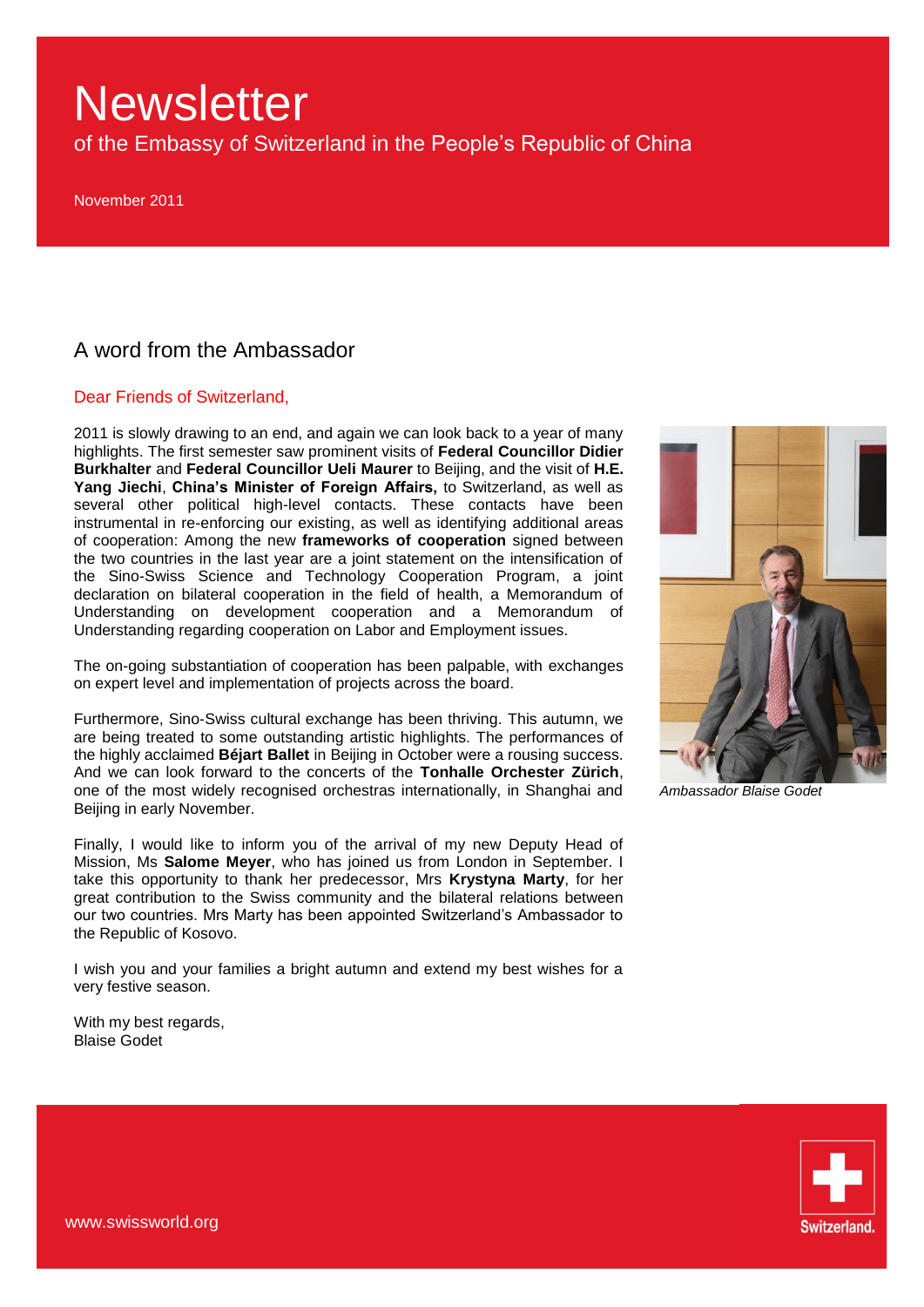# Newsletter

of the Embassy of Switzerland in the People's Republic of China

November 2011

## A word from the Ambassador

Dear Friends of Switzerland,

2011 is slowly drawing to an end, and again we can look back to a year of many highlights. The first semester saw prominent visits of **Federal Councillor Didier Burkhalter** and **Federal Councillor Ueli Maurer** to Beijing, and the visit of **H.E. Yang Jiechi**, **China's Minister of Foreign Affairs,** to Switzerland, as well as several other political high-level contacts. These contacts have been instrumental in re-enforcing our existing, as well as identifying additional areas of cooperation: Among the new **frameworks of cooperation** signed between the two countries in the last year are a joint statement on the intensification of the Sino-Swiss Science and Technology Cooperation Program, a joint declaration on bilateral cooperation in the field of health, a Memorandum of Understanding on development cooperation and a Memorandum of Understanding regarding cooperation on Labor and Employment issues.

The on-going substantiation of cooperation has been palpable, with exchanges on expert level and implementation of projects across the board.

Furthermore, Sino-Swiss cultural exchange has been thriving. This autumn, we are being treated to some outstanding artistic highlights. The performances of the highly acclaimed **Béjart Ballet** in Beijing in October were a rousing success. And we can look forward to the concerts of the **Tonhalle Orchester Zürich**, one of the most widely recognised orchestras internationally, in Shanghai and Beijing in early November.

Finally, I would like to inform you of the arrival of my new Deputy Head of Mission, Ms **Salome Meyer**, who has joined us from London in September. I take this opportunity to thank her predecessor, Mrs **Krystyna Marty**, for her great contribution to the Swiss community and the bilateral relations between our two countries. Mrs Marty has been appointed Switzerland's Ambassador to the Republic of Kosovo.

I wish you and your families a bright autumn and extend my best wishes for a very festive season.

With my best regards,
Blaise Godet

*Ambassador Blaise Godet*

www.swissworld.org

Switzerland.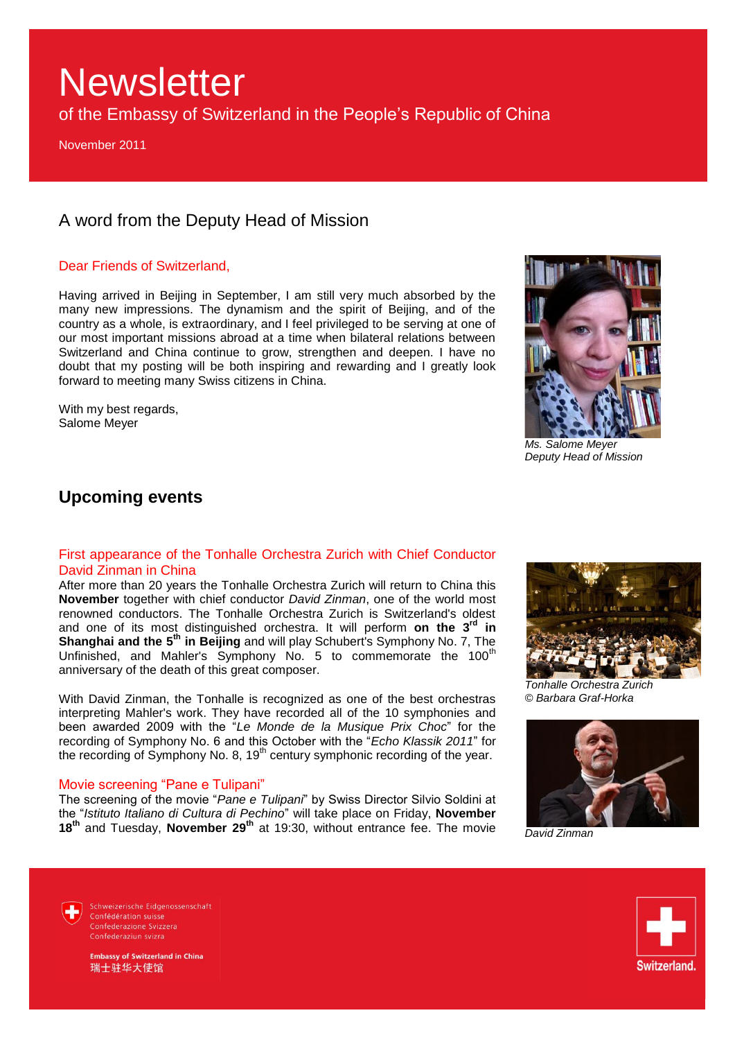# Newsletter

of the Embassy of Switzerland in the People's Republic of China

November 2011

## A word from the Deputy Head of Mission

Dear Friends of Switzerland,

Having arrived in Beijing in September, I am still very much absorbed by the many new impressions. The dynamism and the spirit of Beijing, and of the country as a whole, is extraordinary, and I feel privileged to be serving at one of our most important missions abroad at a time when bilateral relations between Switzerland and China continue to grow, strengthen and deepen. I have no doubt that my posting will be both inspiring and rewarding and I greatly look forward to meeting many Swiss citizens in China.

With my best regards,
Salome Meyer

*Ms. Salome Meyer*
*Deputy Head of Mission*

## Upcoming events

### First appearance of the Tonhalle Orchestra Zurich with Chief Conductor David Zinman in China

After more than 20 years the Tonhalle Orchestra Zurich will return to China this **November** together with chief conductor *David Zinman*, one of the world most renowned conductors. The Tonhalle Orchestra Zurich is Switzerland's oldest and one of its most distinguished orchestra. It will perform **on the 3rd in Shanghai and the 5th in Beijing** and will play Schubert's Symphony No. 7, The Unfinished, and Mahler's Symphony No. 5 to commemorate the 100th anniversary of the death of this great composer.

With David Zinman, the Tonhalle is recognized as one of the best orchestras interpreting Mahler's work. They have recorded all of the 10 symphonies and been awarded 2009 with the "*Le Monde de la Musique Prix Choc*" for the recording of Symphony No. 6 and this October with the "*Echo Klassik 2011*" for the recording of Symphony No. 8, 19th century symphonic recording of the year.

*Tonhalle Orchestra Zurich*
*© Barbara Graf-Horka*

*David Zinman*

### Movie screening "Pane e Tulipani"

The screening of the movie "*Pane e Tulipani*" by Swiss Director Silvio Soldini at the "*Istituto Italiano di Cultura di Pechino*" will take place on Friday, **November 18th** and Tuesday, **November 29th** at 19:30, without entrance fee. The movie

Schweizerische Eidgenossenschaft
Confédération suisse
Confederazione Svizzera
Confederaziun svizra

**Embassy of Switzerland in China**
瑞士驻华大使馆

Switzerland.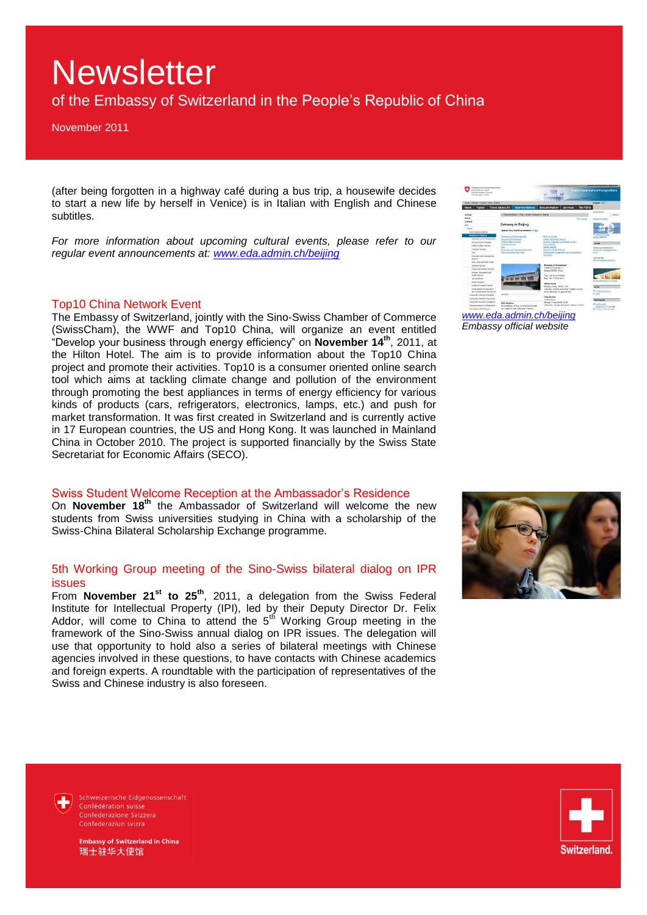(after being forgotten in a highway café during a bus trip, a housewife decides to start a new life by herself in Venice) is in Italian with English and Chinese subtitles.

*For more information about upcoming cultural events, please refer to our regular event announcements at: [www.eda.admin.ch/beijing](http://www.eda.admin.ch/beijing)*

[www.eda.admin.ch/beijing](http://www.eda.admin.ch/beijing)
*Embassy official website*

## Top10 China Network Event

The Embassy of Switzerland, jointly with the Sino-Swiss Chamber of Commerce (SwissCham), the WWF and Top10 China, will organize an event entitled "Develop your business through energy efficiency" on **November 14th**, 2011, at the Hilton Hotel. The aim is to provide information about the Top10 China project and promote their activities. Top10 is a consumer oriented online search tool which aims at tackling climate change and pollution of the environment through promoting the best appliances in terms of energy efficiency for various kinds of products (cars, refrigerators, electronics, lamps, etc.) and push for market transformation. It was first created in Switzerland and is currently active in 17 European countries, the US and Hong Kong. It was launched in Mainland China in October 2010. The project is supported financially by the Swiss State Secretariat for Economic Affairs (SECO).

## Swiss Student Welcome Reception at the Ambassador's Residence

On **November 18th** the Ambassador of Switzerland will welcome the new students from Swiss universities studying in China with a scholarship of the Swiss-China Bilateral Scholarship Exchange programme.

## 5th Working Group meeting of the Sino-Swiss bilateral dialog on IPR issues

From **November 21st to 25th**, 2011, a delegation from the Swiss Federal Institute for Intellectual Property (IPI), led by their Deputy Director Dr. Felix Addor, will come to China to attend the 5th Working Group meeting in the framework of the Sino-Swiss annual dialog on IPR issues. The delegation will use that opportunity to hold also a series of bilateral meetings with Chinese agencies involved in these questions, to have contacts with Chinese academics and foreign experts. A roundtable with the participation of representatives of the Swiss and Chinese industry is also foreseen.

Schweizerische Eidgenossenschaft
Confédération suisse
Confederazione Svizzera
Confederaziun svizra

**Embassy of Switzerland in China**
瑞士驻华大使馆

Switzerland.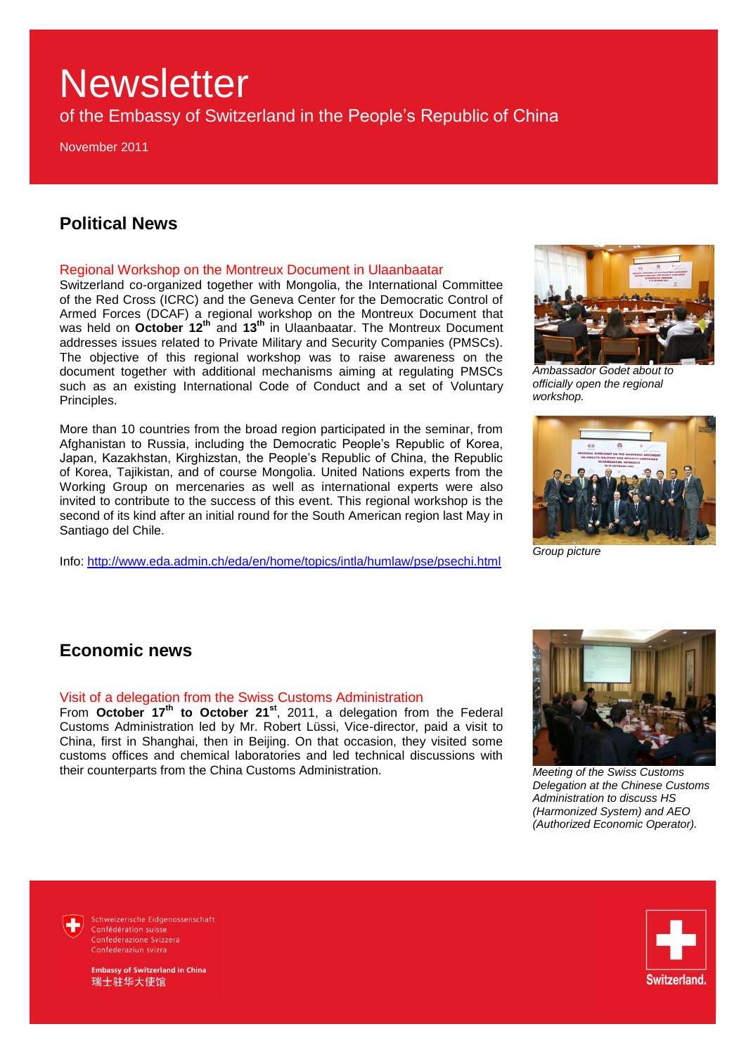# Newsletter

of the Embassy of Switzerland in the People's Republic of China

November 2011

## Political News

### Regional Workshop on the Montreux Document in Ulaanbaatar

Switzerland co-organized together with Mongolia, the International Committee of the Red Cross (ICRC) and the Geneva Center for the Democratic Control of Armed Forces (DCAF) a regional workshop on the Montreux Document that was held on **October 12th** and **13th** in Ulaanbaatar. The Montreux Document addresses issues related to Private Military and Security Companies (PMSCs). The objective of this regional workshop was to raise awareness on the document together with additional mechanisms aiming at regulating PMSCs such as an existing International Code of Conduct and a set of Voluntary Principles.

More than 10 countries from the broad region participated in the seminar, from Afghanistan to Russia, including the Democratic People's Republic of Korea, Japan, Kazakhstan, Kirghizstan, the People's Republic of China, the Republic of Korea, Tajikistan, and of course Mongolia. United Nations experts from the Working Group on mercenaries as well as international experts were also invited to contribute to the success of this event. This regional workshop is the second of its kind after an initial round for the South American region last May in Santiago del Chile.

Info: http://www.eda.admin.ch/eda/en/home/topics/intla/humlaw/pse/psechi.html

*Ambassador Godet about to officially open the regional workshop.*

*Group picture*

## Economic news

### Visit of a delegation from the Swiss Customs Administration

From **October 17th to October 21st**, 2011, a delegation from the Federal Customs Administration led by Mr. Robert Lüssi, Vice-director, paid a visit to China, first in Shanghai, then in Beijing. On that occasion, they visited some customs offices and chemical laboratories and led technical discussions with their counterparts from the China Customs Administration.

*Meeting of the Swiss Customs Delegation at the Chinese Customs Administration to discuss HS (Harmonized System) and AEO (Authorized Economic Operator).*

Schweizerische Eidgenossenschaft
Confédération suisse
Confederazione Svizzera
Confederaziun svizra

**Embassy of Switzerland in China**
瑞士驻华大使馆

Switzerland.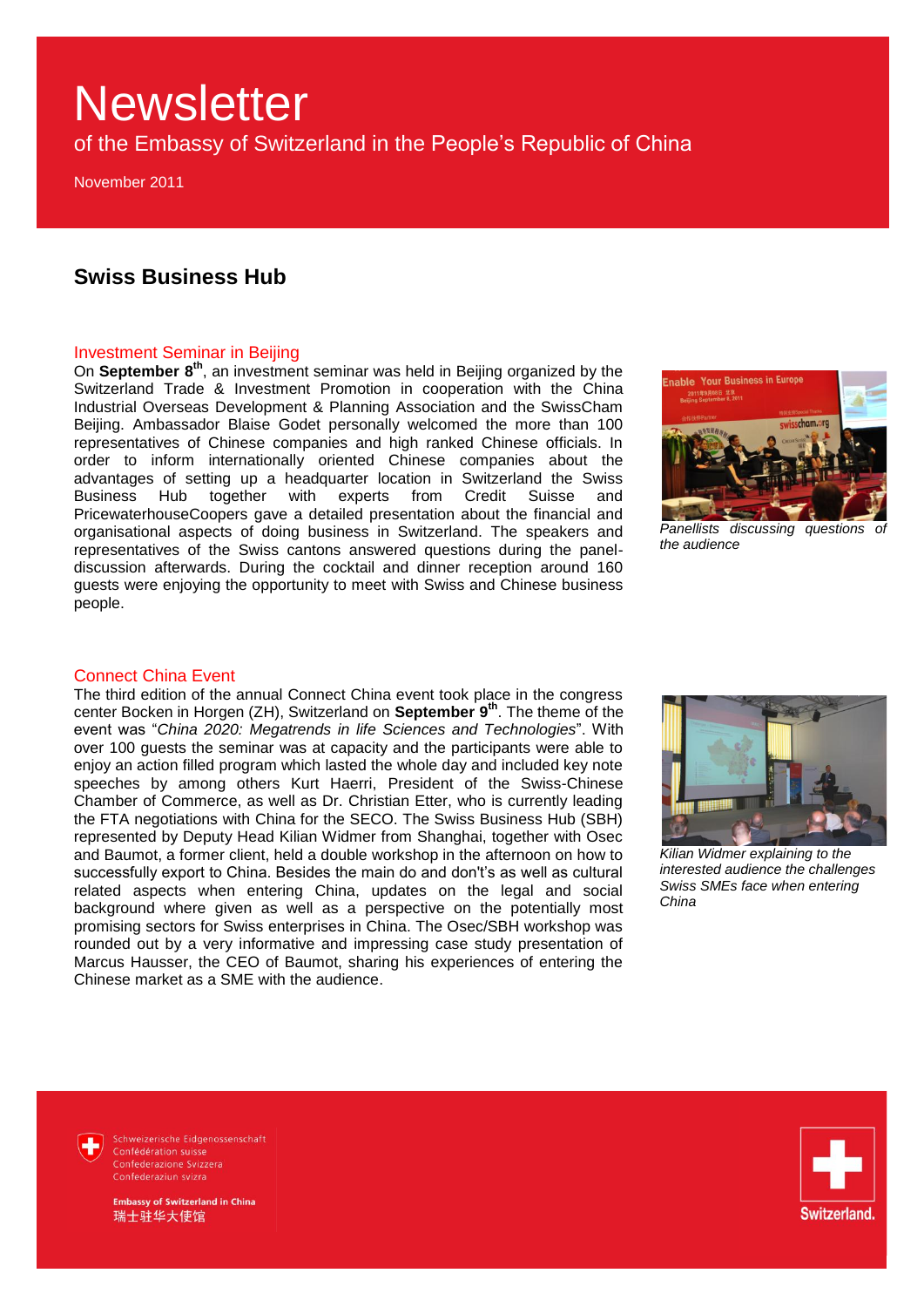# Newsletter

of the Embassy of Switzerland in the People's Republic of China

November 2011

## Swiss Business Hub

### Investment Seminar in Beijing

On **September 8th**, an investment seminar was held in Beijing organized by the Switzerland Trade & Investment Promotion in cooperation with the China Industrial Overseas Development & Planning Association and the SwissCham Beijing. Ambassador Blaise Godet personally welcomed the more than 100 representatives of Chinese companies and high ranked Chinese officials. In order to inform internationally oriented Chinese companies about the advantages of setting up a headquarter location in Switzerland the Swiss Business Hub together with experts from Credit Suisse and PricewaterhouseCoopers gave a detailed presentation about the financial and organisational aspects of doing business in Switzerland. The speakers and representatives of the Swiss cantons answered questions during the panel-discussion afterwards. During the cocktail and dinner reception around 160 guests were enjoying the opportunity to meet with Swiss and Chinese business people.

*Panellists discussing questions of the audience*

### Connect China Event

The third edition of the annual Connect China event took place in the congress center Bocken in Horgen (ZH), Switzerland on **September 9th**. The theme of the event was "*China 2020: Megatrends in life Sciences and Technologies*". With over 100 guests the seminar was at capacity and the participants were able to enjoy an action filled program which lasted the whole day and included key note speeches by among others Kurt Haerri, President of the Swiss-Chinese Chamber of Commerce, as well as Dr. Christian Etter, who is currently leading the FTA negotiations with China for the SECO. The Swiss Business Hub (SBH) represented by Deputy Head Kilian Widmer from Shanghai, together with Osec and Baumot, a former client, held a double workshop in the afternoon on how to successfully export to China. Besides the main do and don't's as well as cultural related aspects when entering China, updates on the legal and social background where given as well as a perspective on the potentially most promising sectors for Swiss enterprises in China. The Osec/SBH workshop was rounded out by a very informative and impressing case study presentation of Marcus Hausser, the CEO of Baumot, sharing his experiences of entering the Chinese market as a SME with the audience.

*Kilian Widmer explaining to the interested audience the challenges Swiss SMEs face when entering China*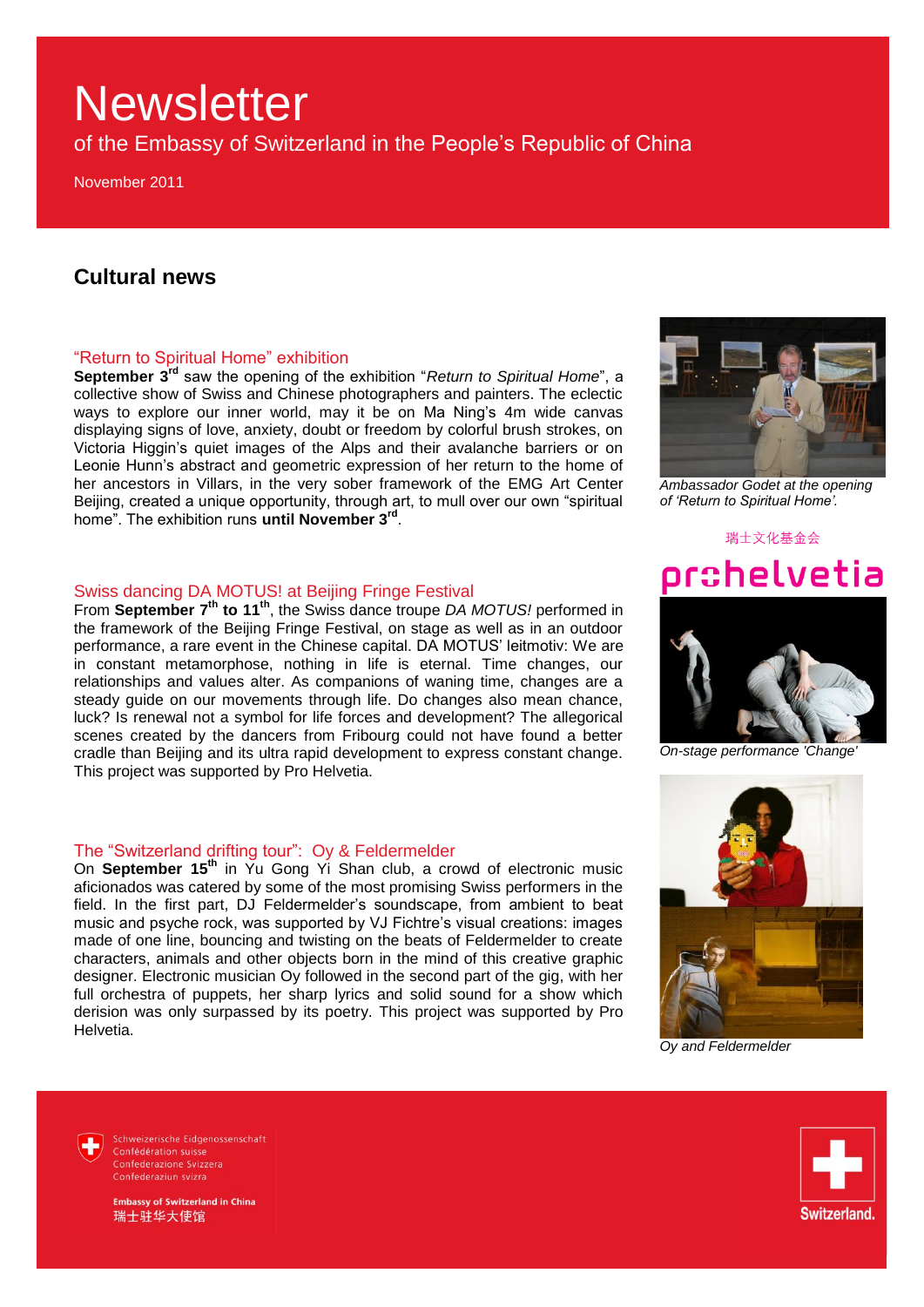# Newsletter

of the Embassy of Switzerland in the People's Republic of China

November 2011

## Cultural news

### "Return to Spiritual Home" exhibition

**September 3rd** saw the opening of the exhibition "*Return to Spiritual Home*", a collective show of Swiss and Chinese photographers and painters. The eclectic ways to explore our inner world, may it be on Ma Ning's 4m wide canvas displaying signs of love, anxiety, doubt or freedom by colorful brush strokes, on Victoria Higgin's quiet images of the Alps and their avalanche barriers or on Leonie Hunn's abstract and geometric expression of her return to the home of her ancestors in Villars, in the very sober framework of the EMG Art Center Beijing, created a unique opportunity, through art, to mull over our own "spiritual home". The exhibition runs **until November 3rd**.

*Ambassador Godet at the opening of 'Return to Spiritual Home'.*

瑞士文化基金会

prohelvetia

### Swiss dancing DA MOTUS! at Beijing Fringe Festival

From **September 7th to 11th**, the Swiss dance troupe *DA MOTUS!* performed in the framework of the Beijing Fringe Festival, on stage as well as in an outdoor performance, a rare event in the Chinese capital. DA MOTUS' leitmotiv: We are in constant metamorphose, nothing in life is eternal. Time changes, our relationships and values alter. As companions of waning time, changes are a steady guide on our movements through life. Do changes also mean chance, luck? Is renewal not a symbol for life forces and development? The allegorical scenes created by the dancers from Fribourg could not have found a better cradle than Beijing and its ultra rapid development to express constant change. This project was supported by Pro Helvetia.

*On-stage performance 'Change'*

### The "Switzerland drifting tour": Oy & Feldermelder

On **September 15th** in Yu Gong Yi Shan club, a crowd of electronic music aficionados was catered by some of the most promising Swiss performers in the field. In the first part, DJ Feldermelder's soundscape, from ambient to beat music and psyche rock, was supported by VJ Fichtre's visual creations: images made of one line, bouncing and twisting on the beats of Feldermelder to create characters, animals and other objects born in the mind of this creative graphic designer. Electronic musician Oy followed in the second part of the gig, with her full orchestra of puppets, her sharp lyrics and solid sound for a show which derision was only surpassed by its poetry. This project was supported by Pro Helvetia.

*Oy and Feldermelder*

Schweizerische Eidgenossenschaft
Confédération suisse
Confederazione Svizzera
Confederaziun svizra

**Embassy of Switzerland in China**
瑞士驻华大使馆

Switzerland.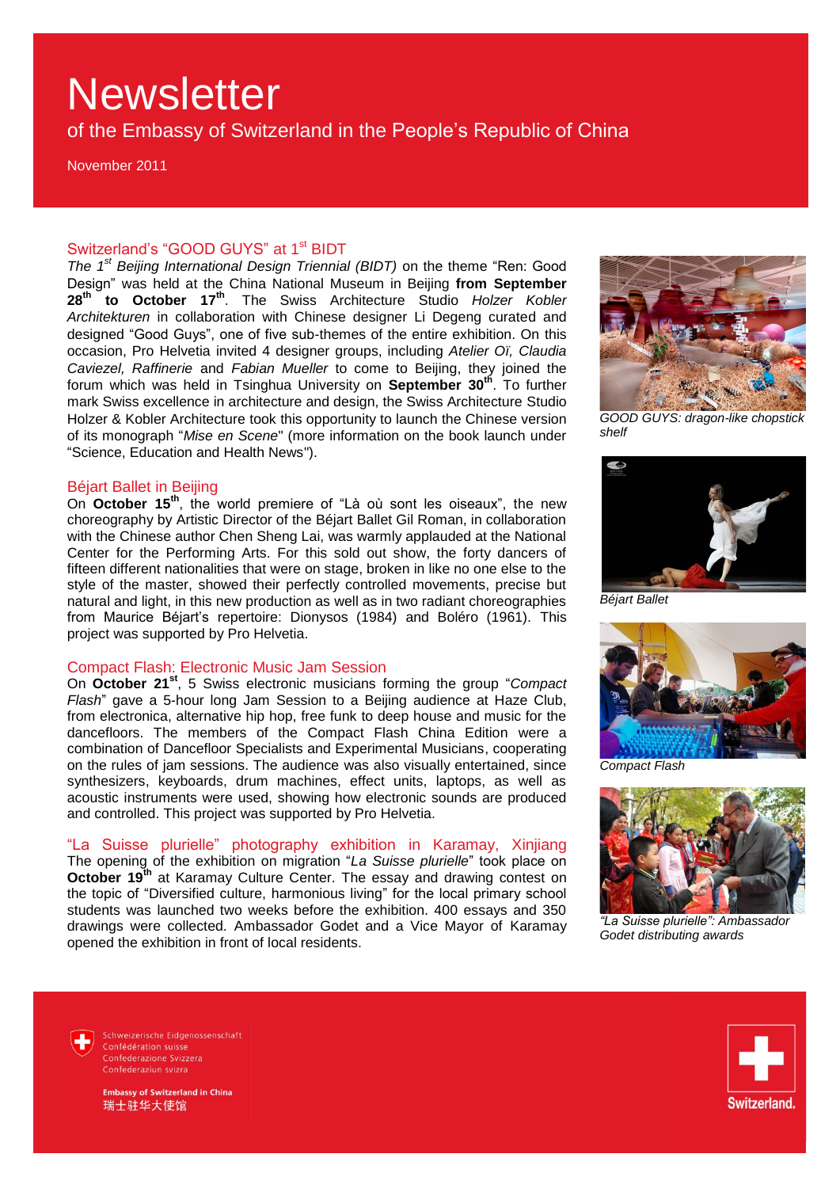# Newsletter

of the Embassy of Switzerland in the People's Republic of China

November 2011

## Switzerland's "GOOD GUYS" at 1st BIDT

*The 1st Beijing International Design Triennial (BIDT)* on the theme "Ren: Good Design" was held at the China National Museum in Beijing **from September 28th to October 17th**. The Swiss Architecture Studio *Holzer Kobler Architekturen* in collaboration with Chinese designer Li Degeng curated and designed "Good Guys", one of five sub-themes of the entire exhibition. On this occasion, Pro Helvetia invited 4 designer groups, including *Atelier Oï, Claudia Caviezel, Raffinerie* and *Fabian Mueller* to come to Beijing, they joined the forum which was held in Tsinghua University on **September 30th**. To further mark Swiss excellence in architecture and design, the Swiss Architecture Studio Holzer & Kobler Architecture took this opportunity to launch the Chinese version of its monograph "*Mise en Scene*" (more information on the book launch under "Science, Education and Health News").

*GOOD GUYS: dragon-like chopstick shelf*

## Béjart Ballet in Beijing

On **October 15th**, the world premiere of "Là où sont les oiseaux", the new choreography by Artistic Director of the Béjart Ballet Gil Roman, in collaboration with the Chinese author Chen Sheng Lai, was warmly applauded at the National Center for the Performing Arts. For this sold out show, the forty dancers of fifteen different nationalities that were on stage, broken in like no one else to the style of the master, showed their perfectly controlled movements, precise but natural and light, in this new production as well as in two radiant choreographies from Maurice Béjart's repertoire: Dionysos (1984) and Boléro (1961). This project was supported by Pro Helvetia.

*Béjart Ballet*

## Compact Flash: Electronic Music Jam Session

On **October 21st**, 5 Swiss electronic musicians forming the group "*Compact Flash*" gave a 5-hour long Jam Session to a Beijing audience at Haze Club, from electronica, alternative hip hop, free funk to deep house and music for the dancefloors. The members of the Compact Flash China Edition were a combination of Dancefloor Specialists and Experimental Musicians, cooperating on the rules of jam sessions. The audience was also visually entertained, since synthesizers, keyboards, drum machines, effect units, laptops, as well as acoustic instruments were used, showing how electronic sounds are produced and controlled. This project was supported by Pro Helvetia.

*Compact Flash*

## "La Suisse plurielle" photography exhibition in Karamay, Xinjiang

The opening of the exhibition on migration "*La Suisse plurielle*" took place on **October 19th** at Karamay Culture Center. The essay and drawing contest on the topic of "Diversified culture, harmonious living" for the local primary school students was launched two weeks before the exhibition. 400 essays and 350 drawings were collected. Ambassador Godet and a Vice Mayor of Karamay opened the exhibition in front of local residents.

*"La Suisse plurielle": Ambassador Godet distributing awards*

Schweizerische Eidgenossenschaft
Confédération suisse
Confederazione Svizzera
Confederaziun svizra

**Embassy of Switzerland in China**
瑞士驻华大使馆

Switzerland.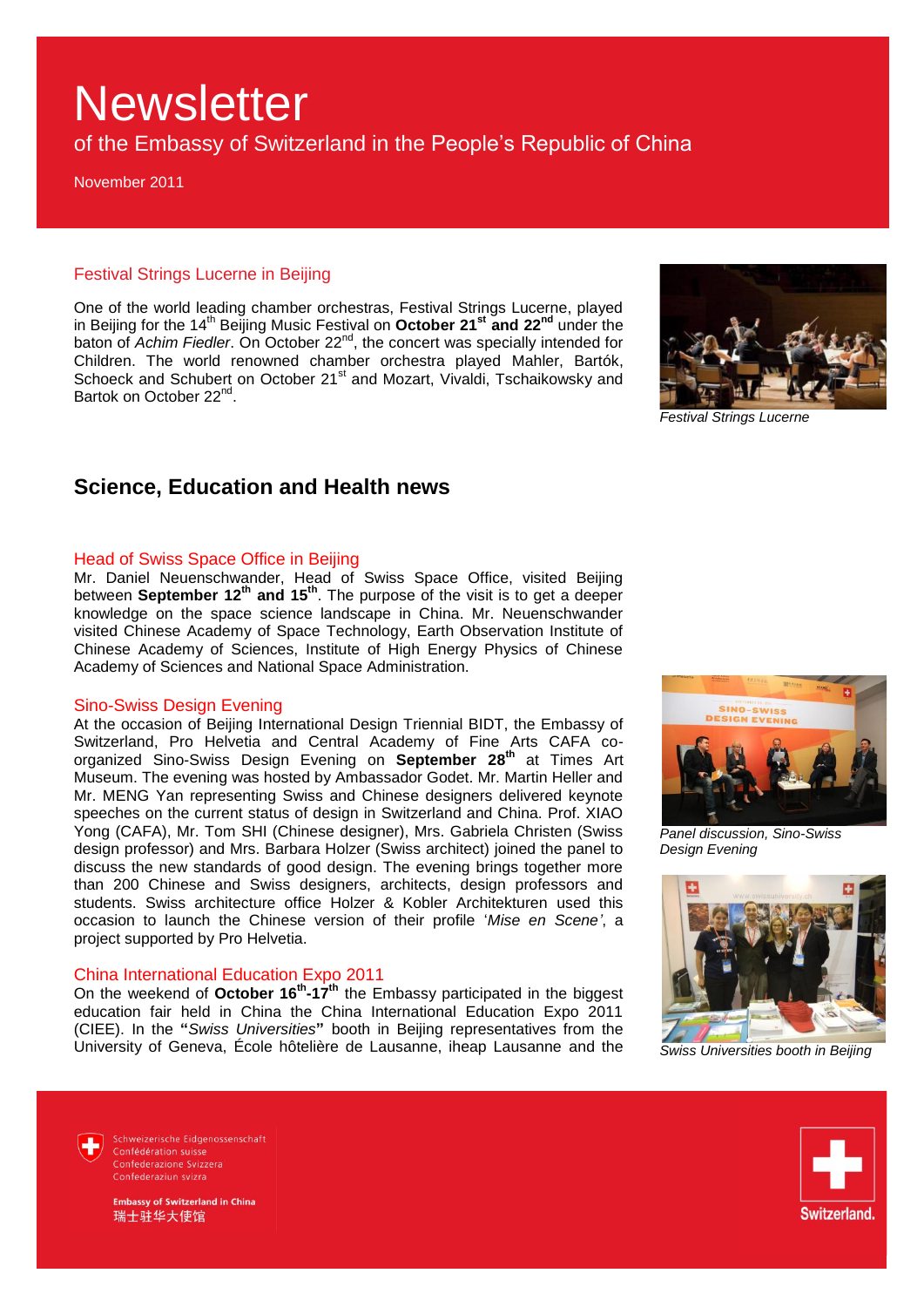# Newsletter

of the Embassy of Switzerland in the People's Republic of China

November 2011

### Festival Strings Lucerne in Beijing

One of the world leading chamber orchestras, Festival Strings Lucerne, played in Beijing for the 14th Beijing Music Festival on **October 21st and 22nd** under the baton of *Achim Fiedler*. On October 22nd, the concert was specially intended for Children. The world renowned chamber orchestra played Mahler, Bartók, Schoeck and Schubert on October 21st and Mozart, Vivaldi, Tschaikowsky and Bartok on October 22nd.

*Festival Strings Lucerne*

## Science, Education and Health news

### Head of Swiss Space Office in Beijing

Mr. Daniel Neuenschwander, Head of Swiss Space Office, visited Beijing between **September 12th and 15th**. The purpose of the visit is to get a deeper knowledge on the space science landscape in China. Mr. Neuenschwander visited Chinese Academy of Space Technology, Earth Observation Institute of Chinese Academy of Sciences, Institute of High Energy Physics of Chinese Academy of Sciences and National Space Administration.

### Sino-Swiss Design Evening

At the occasion of Beijing International Design Triennial BIDT, the Embassy of Switzerland, Pro Helvetia and Central Academy of Fine Arts CAFA co-organized Sino-Swiss Design Evening on **September 28th** at Times Art Museum. The evening was hosted by Ambassador Godet. Mr. Martin Heller and Mr. MENG Yan representing Swiss and Chinese designers delivered keynote speeches on the current status of design in Switzerland and China. Prof. XIAO Yong (CAFA), Mr. Tom SHI (Chinese designer), Mrs. Gabriela Christen (Swiss design professor) and Mrs. Barbara Holzer (Swiss architect) joined the panel to discuss the new standards of good design. The evening brings together more than 200 Chinese and Swiss designers, architects, design professors and students. Swiss architecture office Holzer & Kobler Architekturen used this occasion to launch the Chinese version of their profile '*Mise en Scene'*, a project supported by Pro Helvetia.

*Panel discussion, Sino-Swiss Design Evening*

### China International Education Expo 2011

On the weekend of **October 16th-17th** the Embassy participated in the biggest education fair held in China the China International Education Expo 2011 (CIEE). In the **"***Swiss Universities***"** booth in Beijing representatives from the University of Geneva, École hôtelière de Lausanne, iheap Lausanne and the

*Swiss Universities booth in Beijing*

Schweizerische Eidgenossenschaft
Confédération suisse
Confederazione Svizzera
Confederaziun svizra

**Embassy of Switzerland in China**
瑞士驻华大使馆

Switzerland.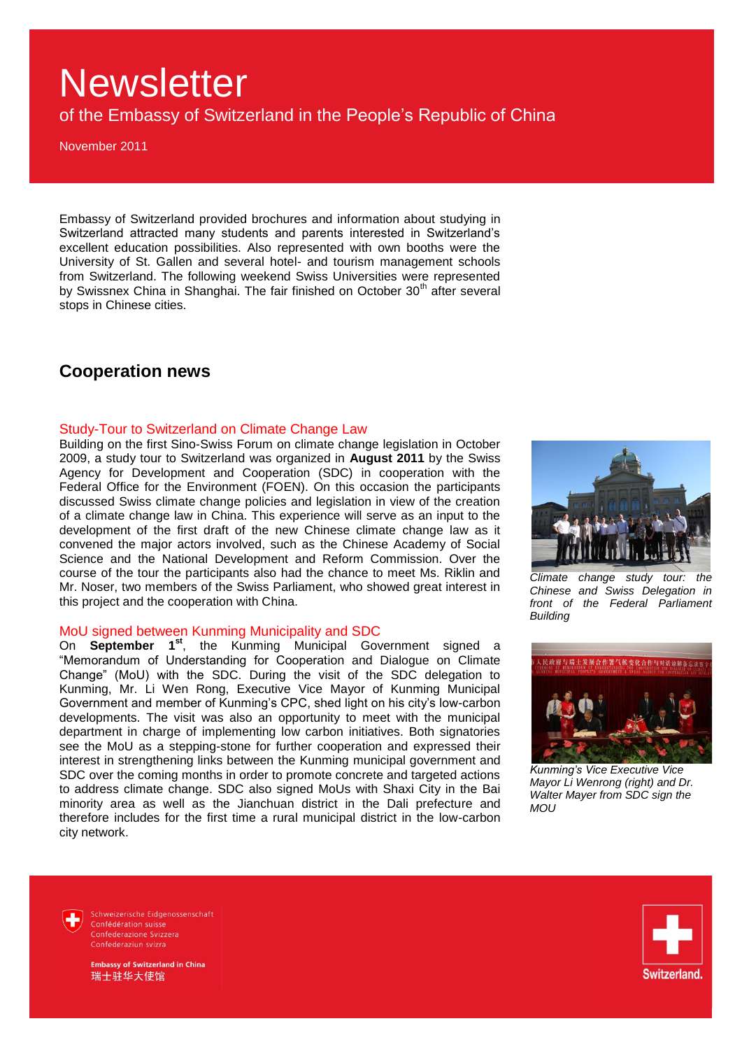# Newsletter

of the Embassy of Switzerland in the People's Republic of China

November 2011

Embassy of Switzerland provided brochures and information about studying in Switzerland attracted many students and parents interested in Switzerland's excellent education possibilities. Also represented with own booths were the University of St. Gallen and several hotel- and tourism management schools from Switzerland. The following weekend Swiss Universities were represented by Swissnex China in Shanghai. The fair finished on October 30th after several stops in Chinese cities.

## Cooperation news

### Study-Tour to Switzerland on Climate Change Law

Building on the first Sino-Swiss Forum on climate change legislation in October 2009, a study tour to Switzerland was organized in **August 2011** by the Swiss Agency for Development and Cooperation (SDC) in cooperation with the Federal Office for the Environment (FOEN). On this occasion the participants discussed Swiss climate change policies and legislation in view of the creation of a climate change law in China. This experience will serve as an input to the development of the first draft of the new Chinese climate change law as it convened the major actors involved, such as the Chinese Academy of Social Science and the National Development and Reform Commission. Over the course of the tour the participants also had the chance to meet Ms. Riklin and Mr. Noser, two members of the Swiss Parliament, who showed great interest in this project and the cooperation with China.

*Climate change study tour: the Chinese and Swiss Delegation in front of the Federal Parliament Building*

### MoU signed between Kunming Municipality and SDC

On **September 1st**, the Kunming Municipal Government signed a "Memorandum of Understanding for Cooperation and Dialogue on Climate Change" (MoU) with the SDC. During the visit of the SDC delegation to Kunming, Mr. Li Wen Rong, Executive Vice Mayor of Kunming Municipal Government and member of Kunming's CPC, shed light on his city's low-carbon developments. The visit was also an opportunity to meet with the municipal department in charge of implementing low carbon initiatives. Both signatories see the MoU as a stepping-stone for further cooperation and expressed their interest in strengthening links between the Kunming municipal government and SDC over the coming months in order to promote concrete and targeted actions to address climate change. SDC also signed MoUs with Shaxi City in the Bai minority area as well as the Jianchuan district in the Dali prefecture and therefore includes for the first time a rural municipal district in the low-carbon city network.

*Kunming's Vice Executive Vice Mayor Li Wenrong (right) and Dr. Walter Mayer from SDC sign the MOU*

Schweizerische Eidgenossenschaft
Confédération suisse
Confederazione Svizzera
Confederaziun svizra

**Embassy of Switzerland in China**
瑞士驻华大使馆

Switzerland.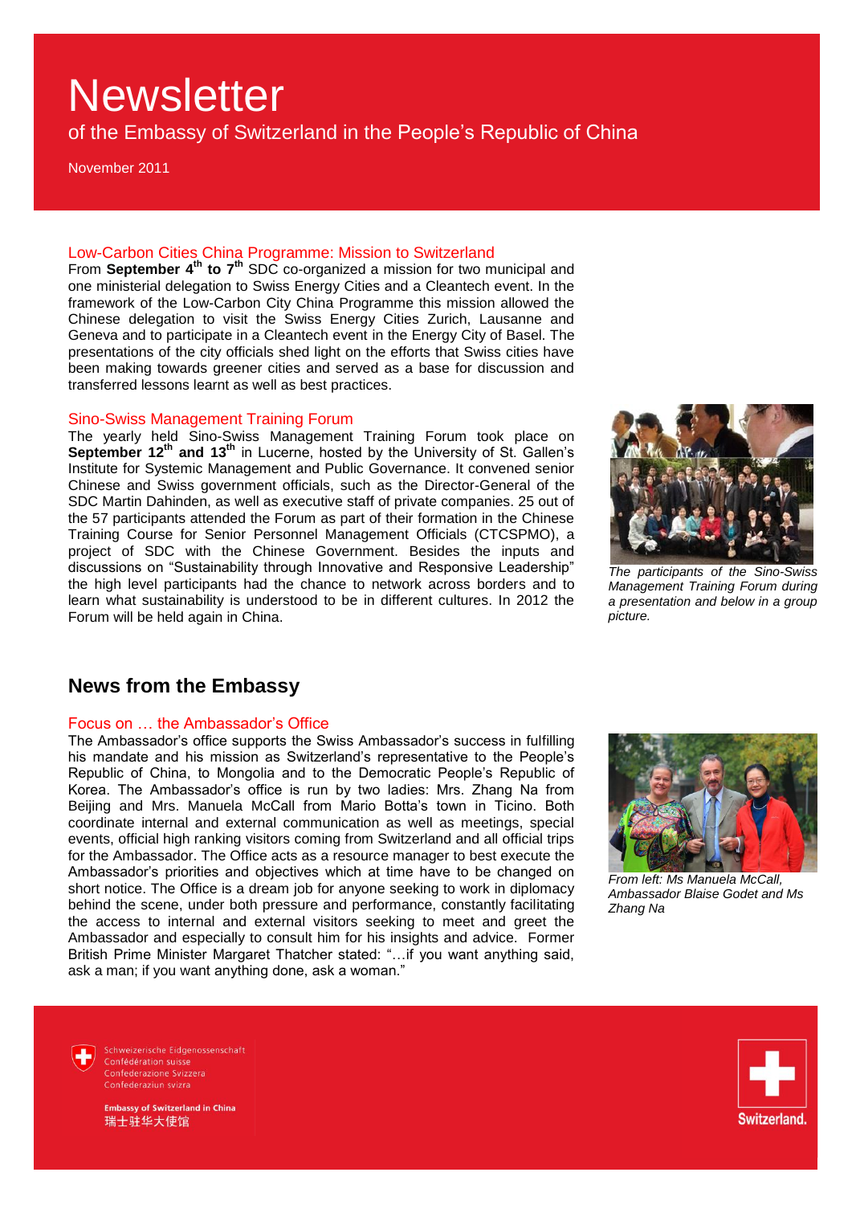# Newsletter

of the Embassy of Switzerland in the People's Republic of China

November 2011

### Low-Carbon Cities China Programme: Mission to Switzerland

From **September 4th to 7th** SDC co-organized a mission for two municipal and one ministerial delegation to Swiss Energy Cities and a Cleantech event. In the framework of the Low-Carbon City China Programme this mission allowed the Chinese delegation to visit the Swiss Energy Cities Zurich, Lausanne and Geneva and to participate in a Cleantech event in the Energy City of Basel. The presentations of the city officials shed light on the efforts that Swiss cities have been making towards greener cities and served as a base for discussion and transferred lessons learnt as well as best practices.

### Sino-Swiss Management Training Forum

The yearly held Sino-Swiss Management Training Forum took place on **September 12th and 13th** in Lucerne, hosted by the University of St. Gallen's Institute for Systemic Management and Public Governance. It convened senior Chinese and Swiss government officials, such as the Director-General of the SDC Martin Dahinden, as well as executive staff of private companies. 25 out of the 57 participants attended the Forum as part of their formation in the Chinese Training Course for Senior Personnel Management Officials (CTCSPMO), a project of SDC with the Chinese Government. Besides the inputs and discussions on "Sustainability through Innovative and Responsive Leadership" the high level participants had the chance to network across borders and to learn what sustainability is understood to be in different cultures. In 2012 the Forum will be held again in China.

*The participants of the Sino-Swiss Management Training Forum during a presentation and below in a group picture.*

## News from the Embassy

### Focus on … the Ambassador's Office

The Ambassador's office supports the Swiss Ambassador's success in fulfilling his mandate and his mission as Switzerland's representative to the People's Republic of China, to Mongolia and to the Democratic People's Republic of Korea. The Ambassador's office is run by two ladies: Mrs. Zhang Na from Beijing and Mrs. Manuela McCall from Mario Botta's town in Ticino. Both coordinate internal and external communication as well as meetings, special events, official high ranking visitors coming from Switzerland and all official trips for the Ambassador. The Office acts as a resource manager to best execute the Ambassador's priorities and objectives which at time have to be changed on short notice. The Office is a dream job for anyone seeking to work in diplomacy behind the scene, under both pressure and performance, constantly facilitating the access to internal and external visitors seeking to meet and greet the Ambassador and especially to consult him for his insights and advice. Former British Prime Minister Margaret Thatcher stated: "…if you want anything said, ask a man; if you want anything done, ask a woman."

*From left: Ms Manuela McCall, Ambassador Blaise Godet and Ms Zhang Na*

Schweizerische Eidgenossenschaft
Confédération suisse
Confederazione Svizzera
Confederaziun svizra

**Embassy of Switzerland in China**
瑞士驻华大使馆

Switzerland.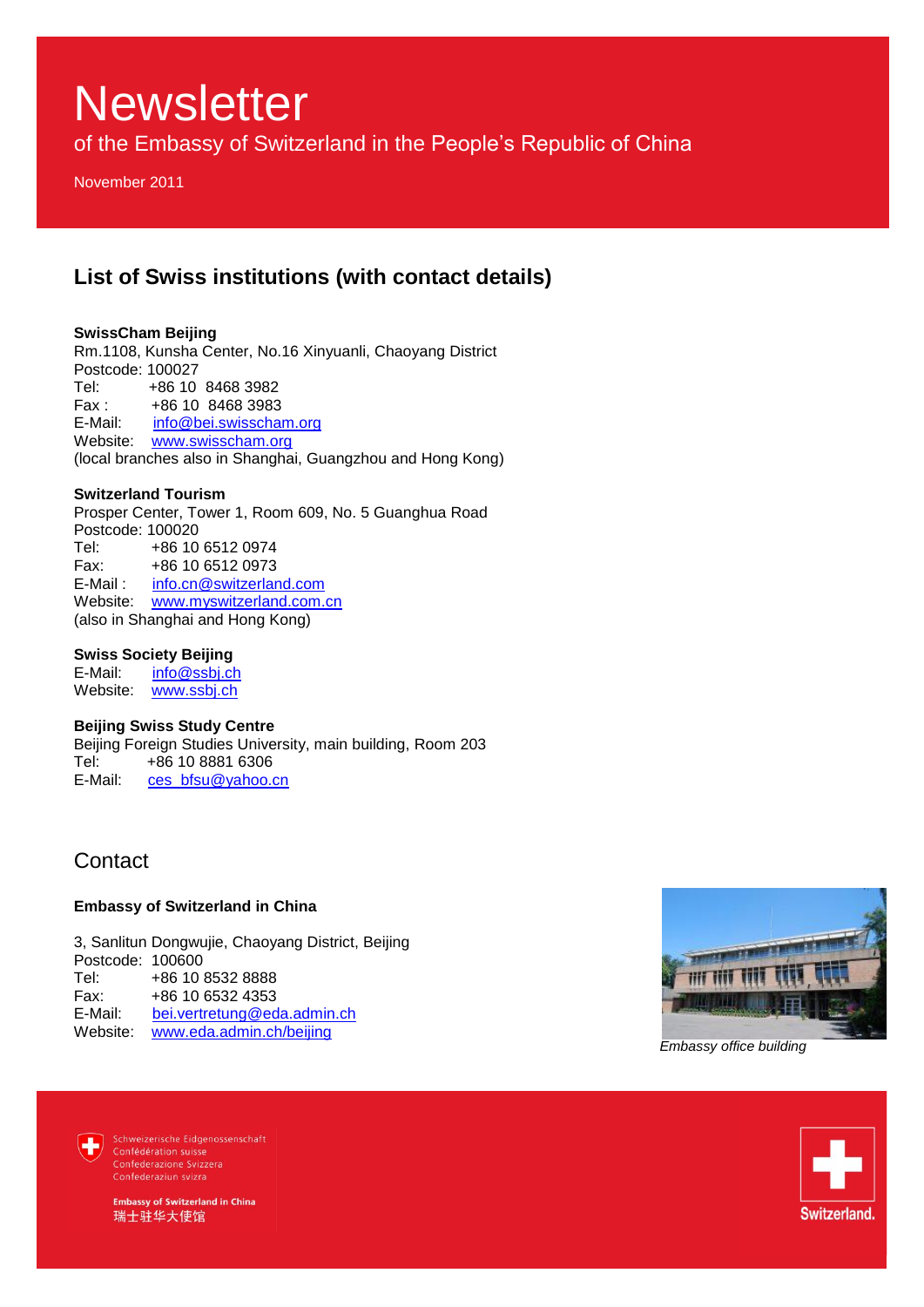# Newsletter

of the Embassy of Switzerland in the People's Republic of China

November 2011

## List of Swiss institutions (with contact details)

**SwissCham Beijing**
Rm.1108, Kunsha Center, No.16 Xinyuanli, Chaoyang District
Postcode: 100027
Tel: +86 10 8468 3982
Fax : +86 10 8468 3983
E-Mail: info@bei.swisscham.org
Website: www.swisscham.org
(local branches also in Shanghai, Guangzhou and Hong Kong)

**Switzerland Tourism**
Prosper Center, Tower 1, Room 609, No. 5 Guanghua Road
Postcode: 100020
Tel: +86 10 6512 0974
Fax: +86 10 6512 0973
E-Mail : info.cn@switzerland.com
Website: www.myswitzerland.com.cn
(also in Shanghai and Hong Kong)

**Swiss Society Beijing**
E-Mail: info@ssbj.ch
Website: www.ssbj.ch

**Beijing Swiss Study Centre**
Beijing Foreign Studies University, main building, Room 203
Tel: +86 10 8881 6306
E-Mail: ces_bfsu@yahoo.cn

## Contact

**Embassy of Switzerland in China**

3, Sanlitun Dongwujie, Chaoyang District, Beijing
Postcode: 100600
Tel: +86 10 8532 8888
Fax: +86 10 6532 4353
E-Mail: bei.vertretung@eda.admin.ch
Website: www.eda.admin.ch/beijing

*Embassy office building*

Schweizerische Eidgenossenschaft
Confédération suisse
Confederazione Svizzera
Confederaziun svizra

**Embassy of Switzerland in China**
瑞士驻华大使馆

Switzerland.